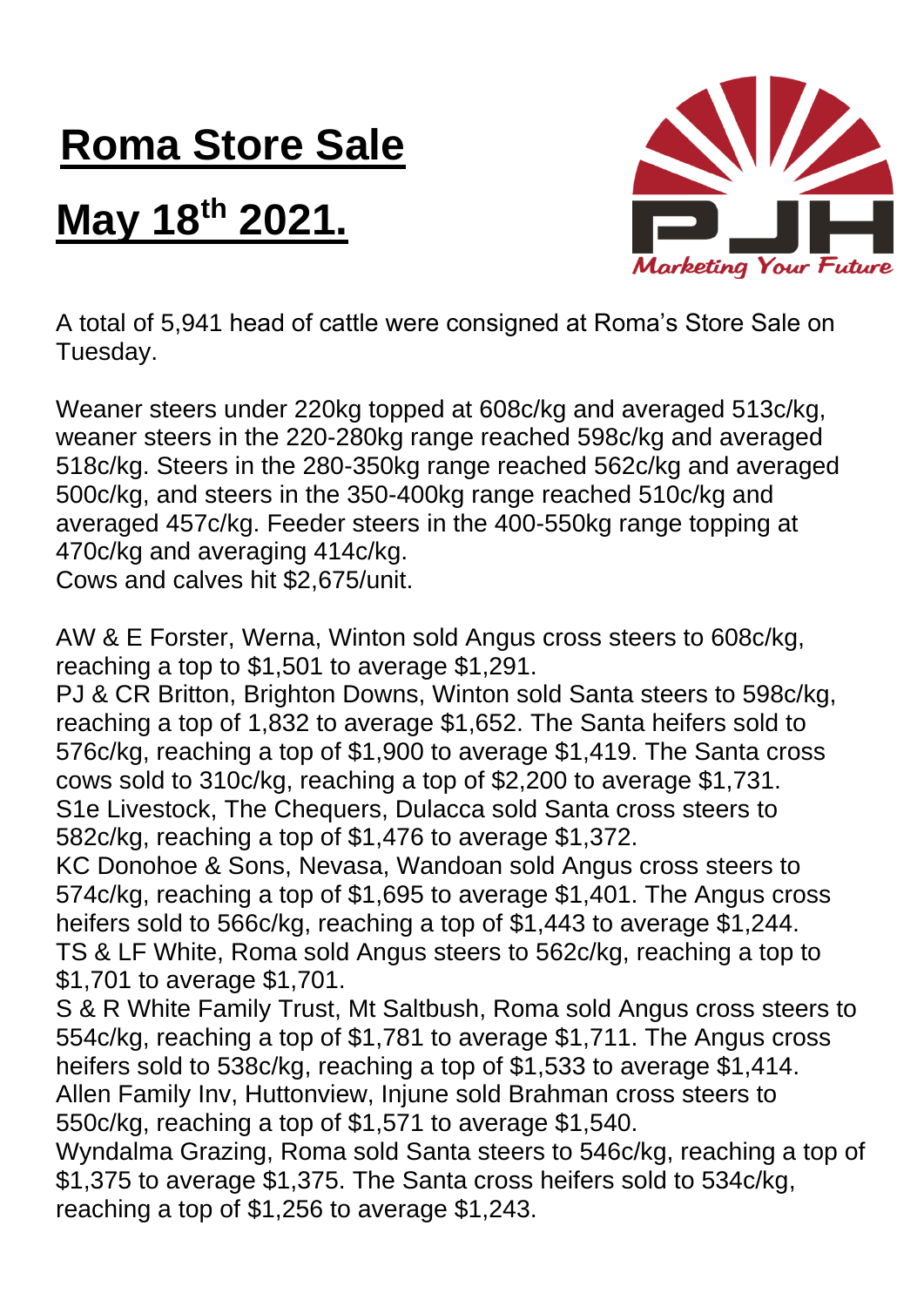# Roma Store Sale

# May 18th 2021.

A total of 5,941 head of cattle were consigned at Roma's Store Sale on Tuesday.

Weaner steers under 220kg topped at 608c/kg and averaged 513c/kg, weaner steers in the 220-280kg range reached 598c/kg and averaged 518c/kg. Steers in the 280-350kg range reached 562c/kg and averaged 500c/kg, and steers in the 350-400kg range reached 510c/kg and averaged 457c/kg. Feeder steers in the 400-550kg range topping at 470c/kg and averaging 414c/kg.
Cows and calves hit $2,675/unit.

AW & E Forster, Werna, Winton sold Angus cross steers to 608c/kg, reaching a top to $1,501 to average $1,291.
PJ & CR Britton, Brighton Downs, Winton sold Santa steers to 598c/kg, reaching a top of 1,832 to average $1,652. The Santa heifers sold to 576c/kg, reaching a top of $1,900 to average $1,419. The Santa cross cows sold to 310c/kg, reaching a top of $2,200 to average $1,731.
S1e Livestock, The Chequers, Dulacca sold Santa cross steers to 582c/kg, reaching a top of $1,476 to average $1,372.
KC Donohoe & Sons, Nevasa, Wandoan sold Angus cross steers to 574c/kg, reaching a top of $1,695 to average $1,401. The Angus cross heifers sold to 566c/kg, reaching a top of $1,443 to average $1,244.
TS & LF White, Roma sold Angus steers to 562c/kg, reaching a top to $1,701 to average $1,701.
S & R White Family Trust, Mt Saltbush, Roma sold Angus cross steers to 554c/kg, reaching a top of $1,781 to average $1,711. The Angus cross heifers sold to 538c/kg, reaching a top of $1,533 to average $1,414.
Allen Family Inv, Huttonview, Injune sold Brahman cross steers to 550c/kg, reaching a top of $1,571 to average $1,540.
Wyndalma Grazing, Roma sold Santa steers to 546c/kg, reaching a top of $1,375 to average $1,375. The Santa cross heifers sold to 534c/kg, reaching a top of $1,256 to average $1,243.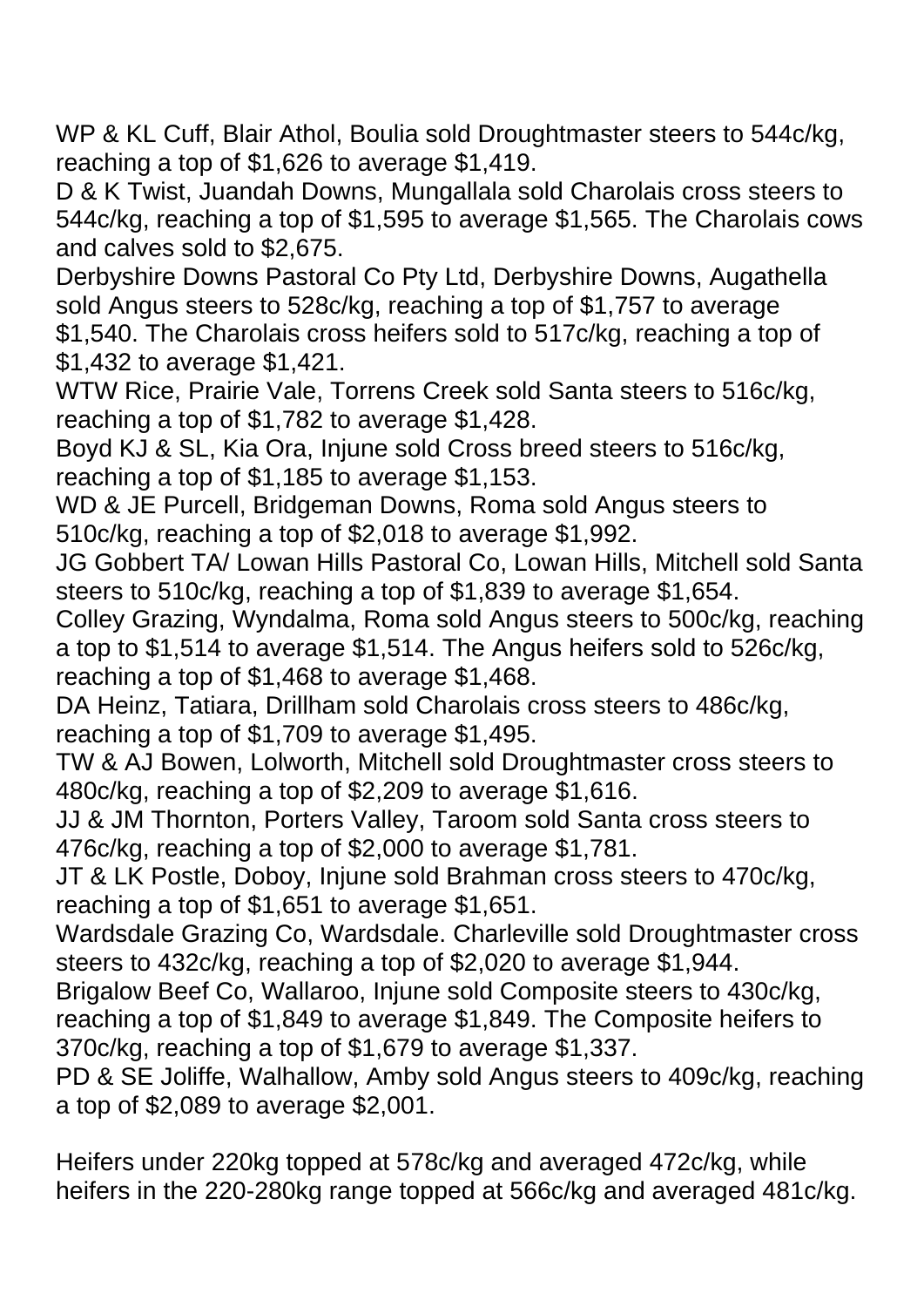WP & KL Cuff, Blair Athol, Boulia sold Droughtmaster steers to 544c/kg, reaching a top of $1,626 to average $1,419.

D & K Twist, Juandah Downs, Mungallala sold Charolais cross steers to 544c/kg, reaching a top of $1,595 to average $1,565. The Charolais cows and calves sold to $2,675.

Derbyshire Downs Pastoral Co Pty Ltd, Derbyshire Downs, Augathella sold Angus steers to 528c/kg, reaching a top of $1,757 to average $1,540. The Charolais cross heifers sold to 517c/kg, reaching a top of $1,432 to average $1,421.

WTW Rice, Prairie Vale, Torrens Creek sold Santa steers to 516c/kg, reaching a top of $1,782 to average $1,428.

Boyd KJ & SL, Kia Ora, Injune sold Cross breed steers to 516c/kg, reaching a top of $1,185 to average $1,153.

WD & JE Purcell, Bridgeman Downs, Roma sold Angus steers to 510c/kg, reaching a top of $2,018 to average $1,992.

JG Gobbert TA/ Lowan Hills Pastoral Co, Lowan Hills, Mitchell sold Santa steers to 510c/kg, reaching a top of $1,839 to average $1,654.

Colley Grazing, Wyndalma, Roma sold Angus steers to 500c/kg, reaching a top to $1,514 to average $1,514. The Angus heifers sold to 526c/kg, reaching a top of $1,468 to average $1,468.

DA Heinz, Tatiara, Drillham sold Charolais cross steers to 486c/kg, reaching a top of $1,709 to average $1,495.

TW & AJ Bowen, Lolworth, Mitchell sold Droughtmaster cross steers to 480c/kg, reaching a top of $2,209 to average $1,616.

JJ & JM Thornton, Porters Valley, Taroom sold Santa cross steers to 476c/kg, reaching a top of $2,000 to average $1,781.

JT & LK Postle, Doboy, Injune sold Brahman cross steers to 470c/kg, reaching a top of $1,651 to average $1,651.

Wardsdale Grazing Co, Wardsdale. Charleville sold Droughtmaster cross steers to 432c/kg, reaching a top of $2,020 to average $1,944.

Brigalow Beef Co, Wallaroo, Injune sold Composite steers to 430c/kg, reaching a top of $1,849 to average $1,849. The Composite heifers to 370c/kg, reaching a top of $1,679 to average $1,337.

PD & SE Joliffe, Walhallow, Amby sold Angus steers to 409c/kg, reaching a top of $2,089 to average $2,001.

Heifers under 220kg topped at 578c/kg and averaged 472c/kg, while heifers in the 220-280kg range topped at 566c/kg and averaged 481c/kg.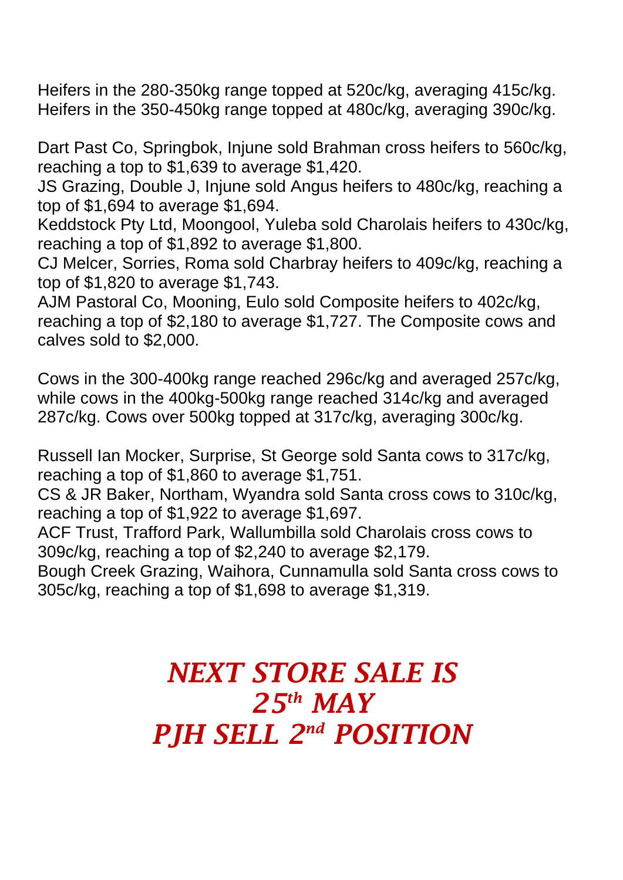Heifers in the 280-350kg range topped at 520c/kg, averaging 415c/kg.
Heifers in the 350-450kg range topped at 480c/kg, averaging 390c/kg.

Dart Past Co, Springbok, Injune sold Brahman cross heifers to 560c/kg, reaching a top to $1,639 to average $1,420.
JS Grazing, Double J, Injune sold Angus heifers to 480c/kg, reaching a top of $1,694 to average $1,694.
Keddstock Pty Ltd, Moongool, Yuleba sold Charolais heifers to 430c/kg, reaching a top of $1,892 to average $1,800.
CJ Melcer, Sorries, Roma sold Charbray heifers to 409c/kg, reaching a top of $1,820 to average $1,743.
AJM Pastoral Co, Mooning, Eulo sold Composite heifers to 402c/kg, reaching a top of $2,180 to average $1,727. The Composite cows and calves sold to $2,000.

Cows in the 300-400kg range reached 296c/kg and averaged 257c/kg, while cows in the 400kg-500kg range reached 314c/kg and averaged 287c/kg. Cows over 500kg topped at 317c/kg, averaging 300c/kg.

Russell Ian Mocker, Surprise, St George sold Santa cows to 317c/kg, reaching a top of $1,860 to average $1,751.
CS & JR Baker, Northam, Wyandra sold Santa cross cows to 310c/kg, reaching a top of $1,922 to average $1,697.
ACF Trust, Trafford Park, Wallumbilla sold Charolais cross cows to 309c/kg, reaching a top of $2,240 to average $2,179.
Bough Creek Grazing, Waihora, Cunnamulla sold Santa cross cows to 305c/kg, reaching a top of $1,698 to average $1,319.

## *NEXT STORE SALE IS 25th MAY PJH SELL 2nd POSITION*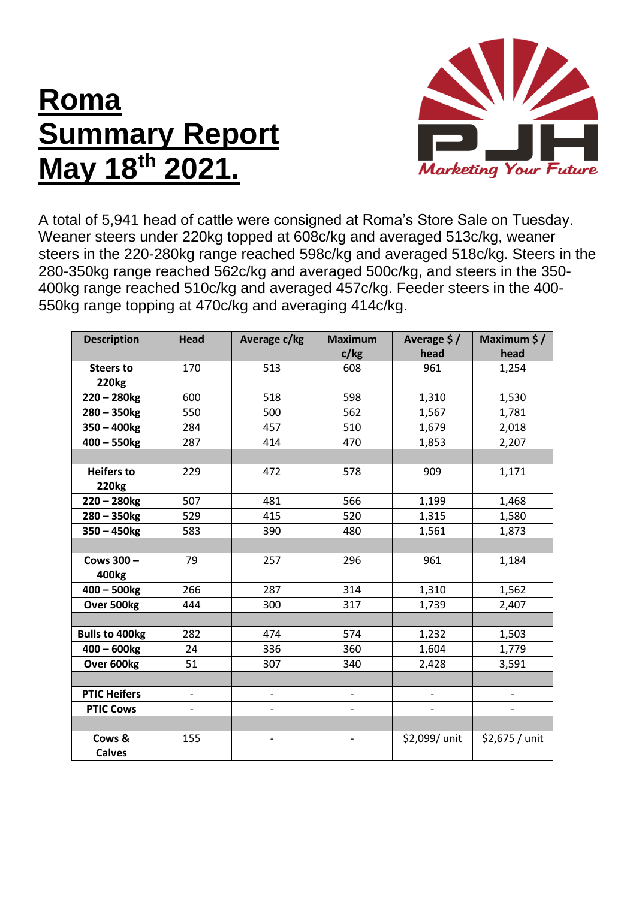# Roma Summary Report May 18th 2021.

Marketing Your Future

A total of 5,941 head of cattle were consigned at Roma's Store Sale on Tuesday. Weaner steers under 220kg topped at 608c/kg and averaged 513c/kg, weaner steers in the 220-280kg range reached 598c/kg and averaged 518c/kg. Steers in the 280-350kg range reached 562c/kg and averaged 500c/kg, and steers in the 350-400kg range reached 510c/kg and averaged 457c/kg. Feeder steers in the 400-550kg range topping at 470c/kg and averaging 414c/kg.

| Description | Head | Average c/kg | Maximum c/kg | Average $ / head | Maximum $ / head |
|---|---|---|---|---|---|
| **Steers to 220kg** | 170 | 513 | 608 | 961 | 1,254 |
| **220 – 280kg** | 600 | 518 | 598 | 1,310 | 1,530 |
| **280 – 350kg** | 550 | 500 | 562 | 1,567 | 1,781 |
| **350 – 400kg** | 284 | 457 | 510 | 1,679 | 2,018 |
| **400 – 550kg** | 287 | 414 | 470 | 1,853 | 2,207 |
| | | | | | |
| **Heifers to 220kg** | 229 | 472 | 578 | 909 | 1,171 |
| **220 – 280kg** | 507 | 481 | 566 | 1,199 | 1,468 |
| **280 – 350kg** | 529 | 415 | 520 | 1,315 | 1,580 |
| **350 – 450kg** | 583 | 390 | 480 | 1,561 | 1,873 |
| | | | | | |
| **Cows 300 – 400kg** | 79 | 257 | 296 | 961 | 1,184 |
| **400 – 500kg** | 266 | 287 | 314 | 1,310 | 1,562 |
| **Over 500kg** | 444 | 300 | 317 | 1,739 | 2,407 |
| | | | | | |
| **Bulls to 400kg** | 282 | 474 | 574 | 1,232 | 1,503 |
| **400 – 600kg** | 24 | 336 | 360 | 1,604 | 1,779 |
| **Over 600kg** | 51 | 307 | 340 | 2,428 | 3,591 |
| | | | | | |
| **PTIC Heifers** | - | - | - | - | - |
| **PTIC Cows** | - | - | - | - | - |
| | | | | | |
| **Cows & Calves** | 155 | - | - | $2,099/ unit | $2,675 / unit |